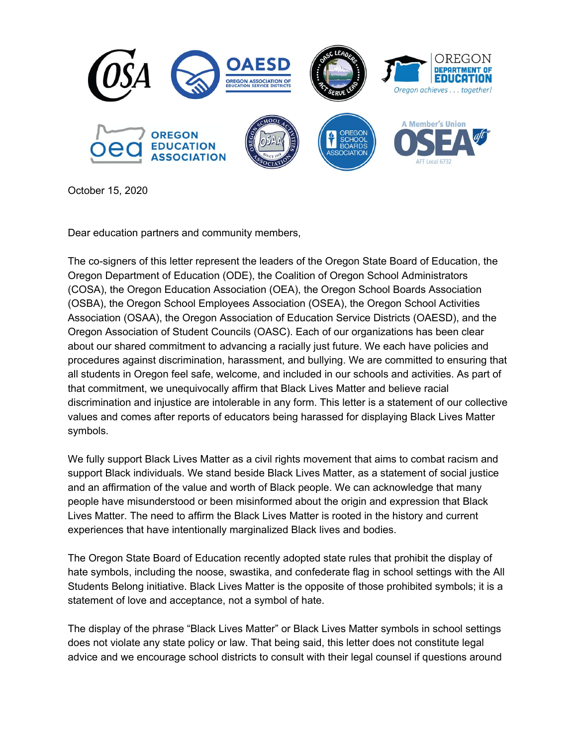October 15, 2020

Dear education partners and community members,

The co-signers of this letter represent the leaders of the Oregon State Board of Education, the Oregon Department of Education (ODE), the Coalition of Oregon School Administrators (COSA), the Oregon Education Association (OEA), the Oregon School Boards Association (OSBA), the Oregon School Employees Association (OSEA), the Oregon School Activities Association (OSAA), the Oregon Association of Education Service Districts (OAESD), and the Oregon Association of Student Councils (OASC). Each of our organizations has been clear about our shared commitment to advancing a racially just future. We each have policies and procedures against discrimination, harassment, and bullying. We are committed to ensuring that all students in Oregon feel safe, welcome, and included in our schools and activities. As part of that commitment, we unequivocally affirm that Black Lives Matter and believe racial discrimination and injustice are intolerable in any form. This letter is a statement of our collective values and comes after reports of educators being harassed for displaying Black Lives Matter symbols.

We fully support Black Lives Matter as a civil rights movement that aims to combat racism and support Black individuals. We stand beside Black Lives Matter, as a statement of social justice and an affirmation of the value and worth of Black people. We can acknowledge that many people have misunderstood or been misinformed about the origin and expression that Black Lives Matter. The need to affirm the Black Lives Matter is rooted in the history and current experiences that have intentionally marginalized Black lives and bodies.

The Oregon State Board of Education recently adopted state rules that prohibit the display of hate symbols, including the noose, swastika, and confederate flag in school settings with the All Students Belong initiative. Black Lives Matter is the opposite of those prohibited symbols; it is a statement of love and acceptance, not a symbol of hate.

The display of the phrase "Black Lives Matter" or Black Lives Matter symbols in school settings does not violate any state policy or law. That being said, this letter does not constitute legal advice and we encourage school districts to consult with their legal counsel if questions around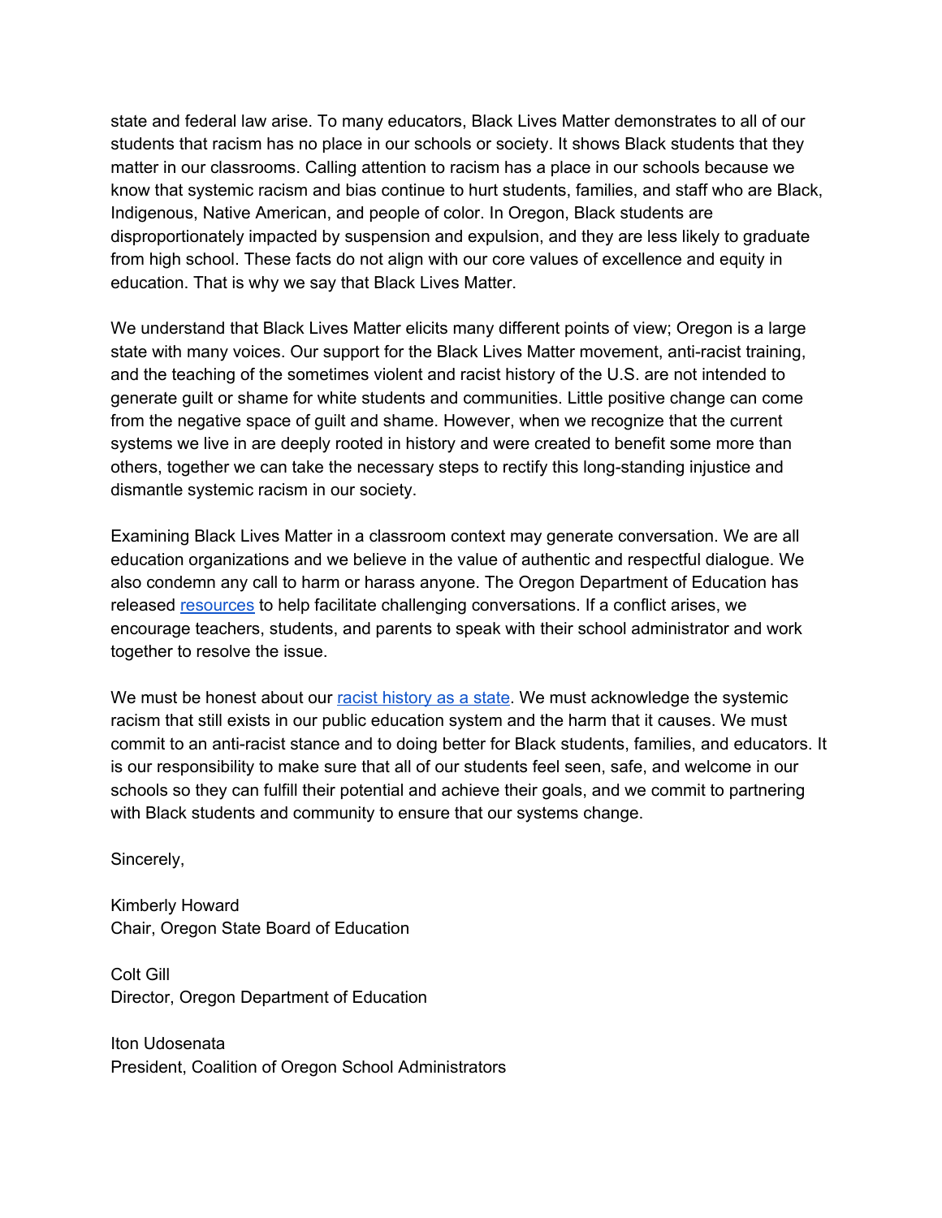state and federal law arise. To many educators, Black Lives Matter demonstrates to all of our students that racism has no place in our schools or society. It shows Black students that they matter in our classrooms. Calling attention to racism has a place in our schools because we know that systemic racism and bias continue to hurt students, families, and staff who are Black, Indigenous, Native American, and people of color. In Oregon, Black students are disproportionately impacted by suspension and expulsion, and they are less likely to graduate from high school. These facts do not align with our core values of excellence and equity in education. That is why we say that Black Lives Matter.

We understand that Black Lives Matter elicits many different points of view; Oregon is a large state with many voices. Our support for the Black Lives Matter movement, anti-racist training, and the teaching of the sometimes violent and racist history of the U.S. are not intended to generate guilt or shame for white students and communities. Little positive change can come from the negative space of guilt and shame. However, when we recognize that the current systems we live in are deeply rooted in history and were created to benefit some more than others, together we can take the necessary steps to rectify this long-standing injustice and dismantle systemic racism in our society.

Examining Black Lives Matter in a classroom context may generate conversation. We are all education organizations and we believe in the value of authentic and respectful dialogue. We also condemn any call to harm or harass anyone. The Oregon Department of Education has released resources to help facilitate challenging conversations. If a conflict arises, we encourage teachers, students, and parents to speak with their school administrator and work together to resolve the issue.

We must be honest about our racist history as a state. We must acknowledge the systemic racism that still exists in our public education system and the harm that it causes. We must commit to an anti-racist stance and to doing better for Black students, families, and educators. It is our responsibility to make sure that all of our students feel seen, safe, and welcome in our schools so they can fulfill their potential and achieve their goals, and we commit to partnering with Black students and community to ensure that our systems change.

Sincerely,

Kimberly Howard
Chair, Oregon State Board of Education

Colt Gill
Director, Oregon Department of Education

Iton Udosenata
President, Coalition of Oregon School Administrators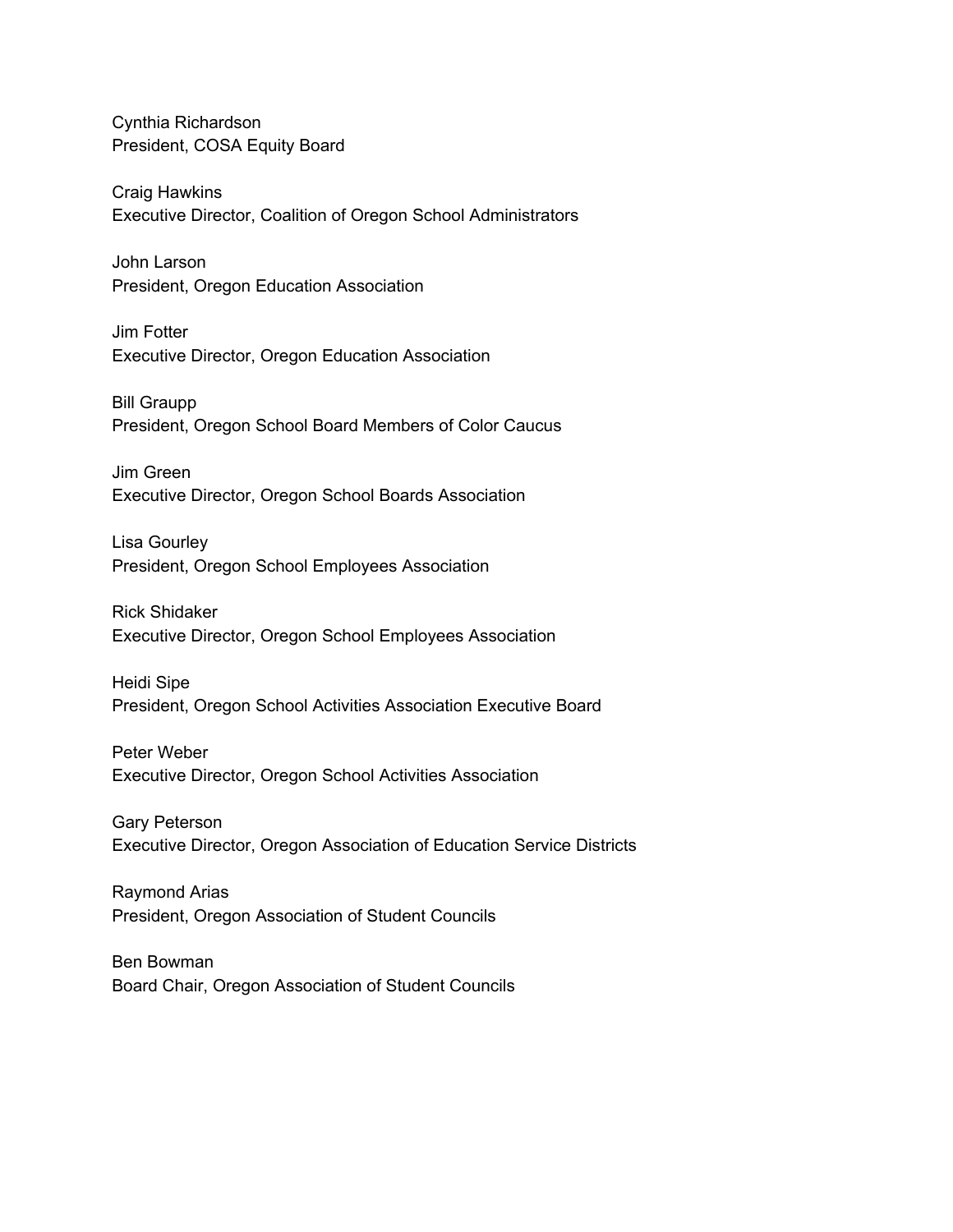Cynthia Richardson
President, COSA Equity Board

Craig Hawkins
Executive Director, Coalition of Oregon School Administrators

John Larson
President, Oregon Education Association

Jim Fotter
Executive Director, Oregon Education Association

Bill Graupp
President, Oregon School Board Members of Color Caucus

Jim Green
Executive Director, Oregon School Boards Association

Lisa Gourley
President, Oregon School Employees Association

Rick Shidaker
Executive Director, Oregon School Employees Association

Heidi Sipe
President, Oregon School Activities Association Executive Board

Peter Weber
Executive Director, Oregon School Activities Association

Gary Peterson
Executive Director, Oregon Association of Education Service Districts

Raymond Arias
President, Oregon Association of Student Councils

Ben Bowman
Board Chair, Oregon Association of Student Councils